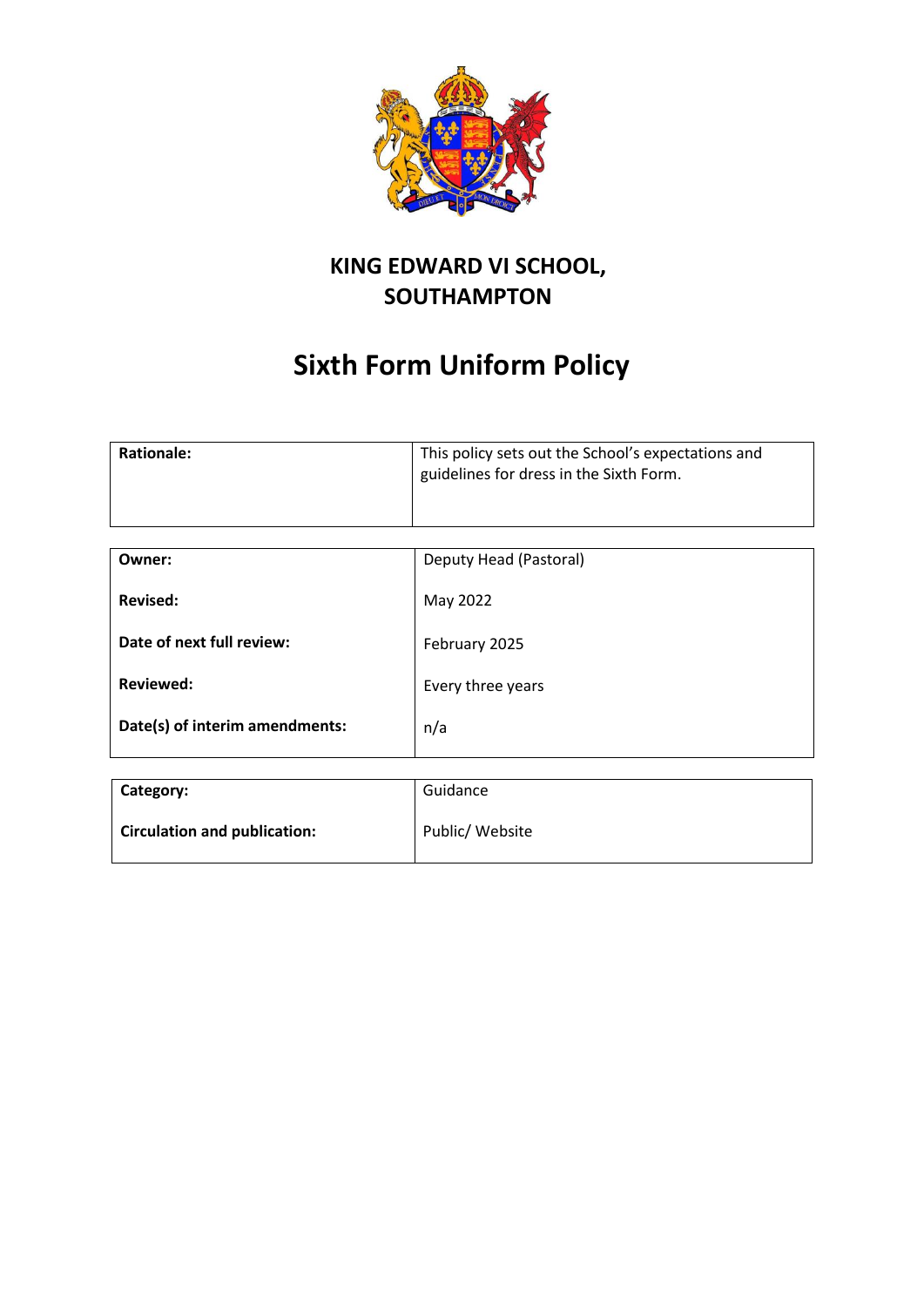# KING EDWARD VI SCHOOL, SOUTHAMPTON

# Sixth Form Uniform Policy

| **Rationale:** | This policy sets out the School's expectations and guidelines for dress in the Sixth Form. |
|---|---|

| **Owner:** | Deputy Head (Pastoral) |
|---|---|
| **Revised:** | May 2022 |
| **Date of next full review:** | February 2025 |
| **Reviewed:** | Every three years |
| **Date(s) of interim amendments:** | n/a |

| **Category:** | Guidance |
|---|---|
| **Circulation and publication:** | Public/ Website |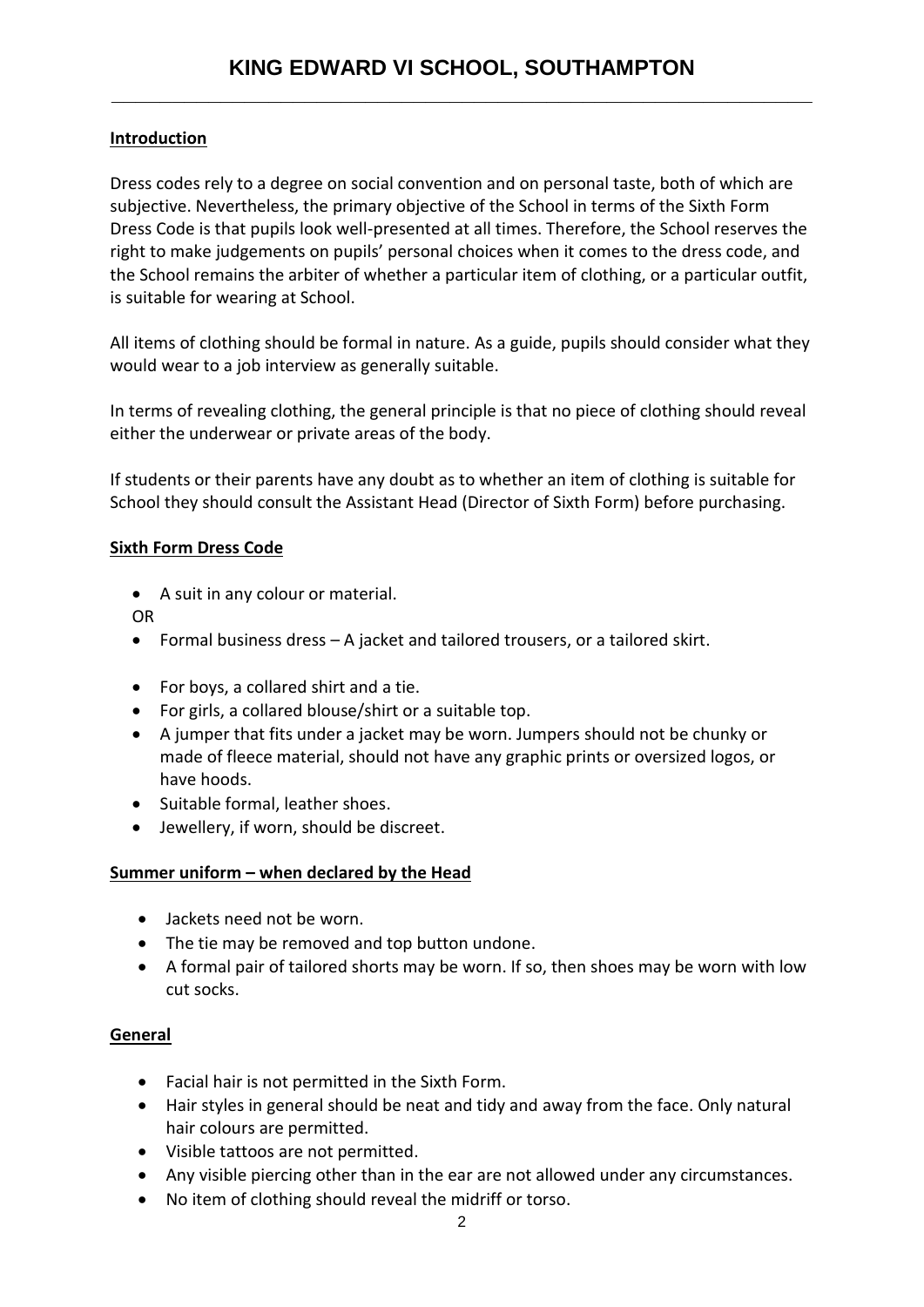# KING EDWARD VI SCHOOL, SOUTHAMPTON

**Introduction**

Dress codes rely to a degree on social convention and on personal taste, both of which are subjective. Nevertheless, the primary objective of the School in terms of the Sixth Form Dress Code is that pupils look well-presented at all times. Therefore, the School reserves the right to make judgements on pupils' personal choices when it comes to the dress code, and the School remains the arbiter of whether a particular item of clothing, or a particular outfit, is suitable for wearing at School.

All items of clothing should be formal in nature. As a guide, pupils should consider what they would wear to a job interview as generally suitable.

In terms of revealing clothing, the general principle is that no piece of clothing should reveal either the underwear or private areas of the body.

If students or their parents have any doubt as to whether an item of clothing is suitable for School they should consult the Assistant Head (Director of Sixth Form) before purchasing.

**Sixth Form Dress Code**

- A suit in any colour or material.

OR

- Formal business dress – A jacket and tailored trousers, or a tailored skirt.

- For boys, a collared shirt and a tie.
- For girls, a collared blouse/shirt or a suitable top.
- A jumper that fits under a jacket may be worn. Jumpers should not be chunky or made of fleece material, should not have any graphic prints or oversized logos, or have hoods.
- Suitable formal, leather shoes.
- Jewellery, if worn, should be discreet.

**Summer uniform – when declared by the Head**

- Jackets need not be worn.
- The tie may be removed and top button undone.
- A formal pair of tailored shorts may be worn. If so, then shoes may be worn with low cut socks.

**General**

- Facial hair is not permitted in the Sixth Form.
- Hair styles in general should be neat and tidy and away from the face. Only natural hair colours are permitted.
- Visible tattoos are not permitted.
- Any visible piercing other than in the ear are not allowed under any circumstances.
- No item of clothing should reveal the midriff or torso.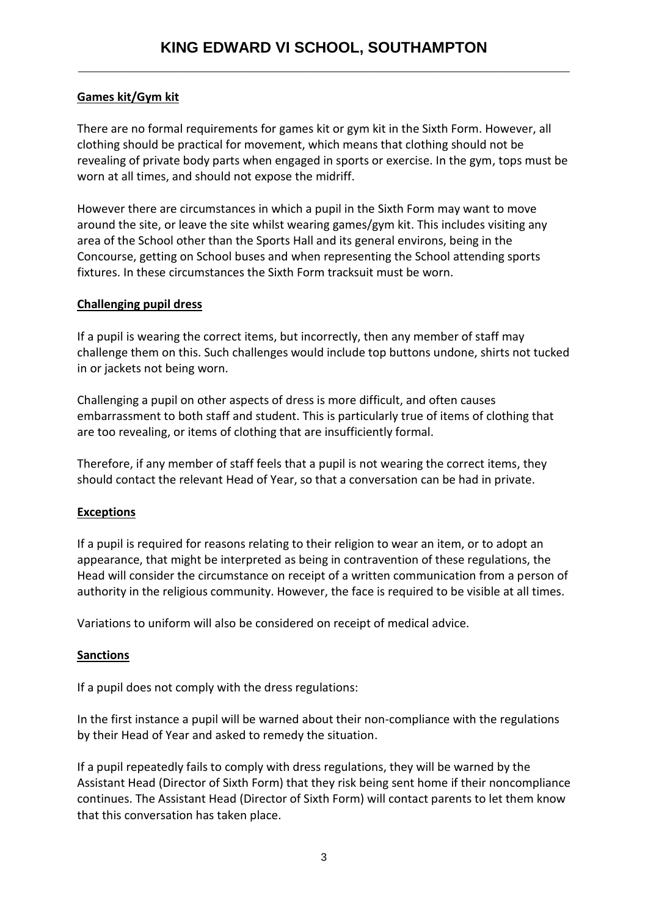## Games kit/Gym kit

There are no formal requirements for games kit or gym kit in the Sixth Form. However, all clothing should be practical for movement, which means that clothing should not be revealing of private body parts when engaged in sports or exercise. In the gym, tops must be worn at all times, and should not expose the midriff.

However there are circumstances in which a pupil in the Sixth Form may want to move around the site, or leave the site whilst wearing games/gym kit. This includes visiting any area of the School other than the Sports Hall and its general environs, being in the Concourse, getting on School buses and when representing the School attending sports fixtures. In these circumstances the Sixth Form tracksuit must be worn.

## Challenging pupil dress

If a pupil is wearing the correct items, but incorrectly, then any member of staff may challenge them on this. Such challenges would include top buttons undone, shirts not tucked in or jackets not being worn.

Challenging a pupil on other aspects of dress is more difficult, and often causes embarrassment to both staff and student. This is particularly true of items of clothing that are too revealing, or items of clothing that are insufficiently formal.

Therefore, if any member of staff feels that a pupil is not wearing the correct items, they should contact the relevant Head of Year, so that a conversation can be had in private.

## Exceptions

If a pupil is required for reasons relating to their religion to wear an item, or to adopt an appearance, that might be interpreted as being in contravention of these regulations, the Head will consider the circumstance on receipt of a written communication from a person of authority in the religious community. However, the face is required to be visible at all times.

Variations to uniform will also be considered on receipt of medical advice.

## Sanctions

If a pupil does not comply with the dress regulations:

In the first instance a pupil will be warned about their non-compliance with the regulations by their Head of Year and asked to remedy the situation.

If a pupil repeatedly fails to comply with dress regulations, they will be warned by the Assistant Head (Director of Sixth Form) that they risk being sent home if their noncompliance continues. The Assistant Head (Director of Sixth Form) will contact parents to let them know that this conversation has taken place.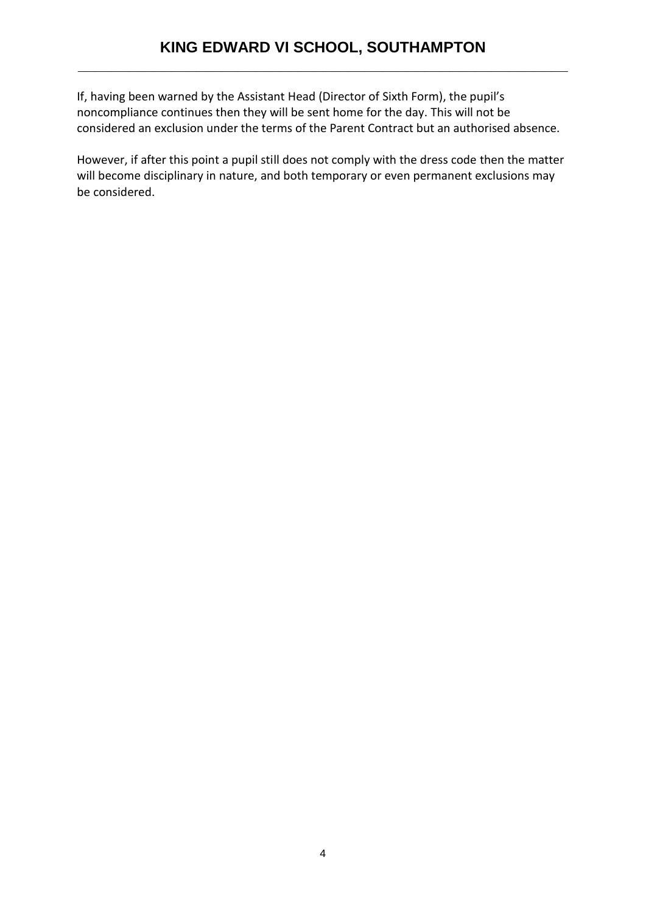If, having been warned by the Assistant Head (Director of Sixth Form), the pupil's noncompliance continues then they will be sent home for the day. This will not be considered an exclusion under the terms of the Parent Contract but an authorised absence.

However, if after this point a pupil still does not comply with the dress code then the matter will become disciplinary in nature, and both temporary or even permanent exclusions may be considered.